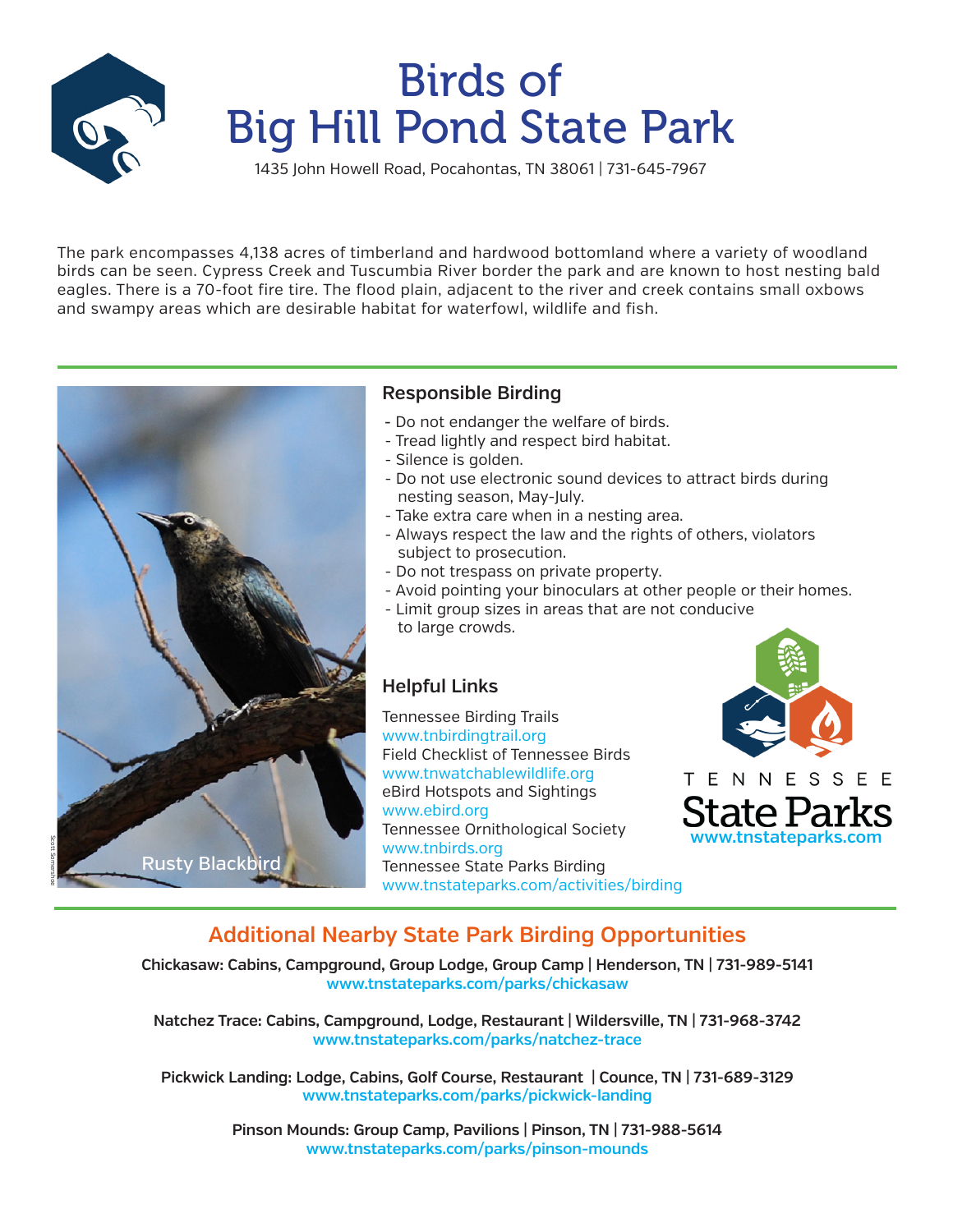# Birds of Big Hill Pond State Park

1435 John Howell Road, Pocahontas, TN 38061 | 731-645-7967

The park encompasses 4,138 acres of timberland and hardwood bottomland where a variety of woodland birds can be seen. Cypress Creek and Tuscumbia River border the park and are known to host nesting bald eagles. There is a 70-foot fire tire. The flood plain, adjacent to the river and creek contains small oxbows and swampy areas which are desirable habitat for waterfowl, wildlife and fish.

Rusty Blackbird

Scott Somershoe

## Responsible Birding

- Do not endanger the welfare of birds.
- Tread lightly and respect bird habitat.
- Silence is golden.
- Do not use electronic sound devices to attract birds during nesting season, May-July.
- Take extra care when in a nesting area.
- Always respect the law and the rights of others, violators subject to prosecution.
- Do not trespass on private property.
- Avoid pointing your binoculars at other people or their homes.
- Limit group sizes in areas that are not conducive to large crowds.

## Helpful Links

Tennessee Birding Trails
www.tnbirdingtrail.org
Field Checklist of Tennessee Birds
www.tnwatchablewildlife.org
eBird Hotspots and Sightings
www.ebird.org
Tennessee Ornithological Society
www.tnbirds.org
Tennessee State Parks Birding
www.tnstateparks.com/activities/birding

TENNESSEE State Parks
www.tnstateparks.com

## Additional Nearby State Park Birding Opportunities

**Chickasaw: Cabins, Campground, Group Lodge, Group Camp | Henderson, TN | 731-989-5141**
www.tnstateparks.com/parks/chickasaw

**Natchez Trace: Cabins, Campground, Lodge, Restaurant | Wildersville, TN | 731-968-3742**
www.tnstateparks.com/parks/natchez-trace

**Pickwick Landing: Lodge, Cabins, Golf Course, Restaurant | Counce, TN | 731-689-3129**
www.tnstateparks.com/parks/pickwick-landing

**Pinson Mounds: Group Camp, Pavilions | Pinson, TN | 731-988-5614**
www.tnstateparks.com/parks/pinson-mounds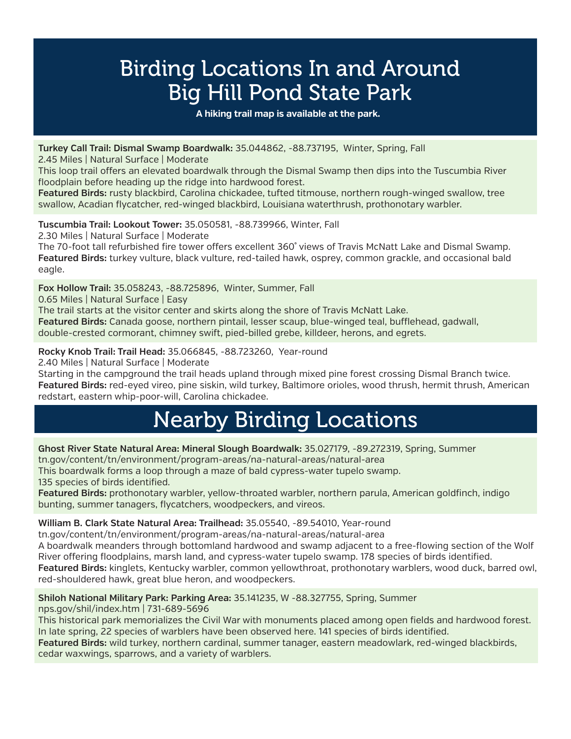# Birding Locations In and Around Big Hill Pond State Park

**A hiking trail map is available at the park.**

**Turkey Call Trail: Dismal Swamp Boardwalk:** 35.044862, -88.737195, Winter, Spring, Fall
2.45 Miles | Natural Surface | Moderate
This loop trail offers an elevated boardwalk through the Dismal Swamp then dips into the Tuscumbia River floodplain before heading up the ridge into hardwood forest.
**Featured Birds:** rusty blackbird, Carolina chickadee, tufted titmouse, northern rough-winged swallow, tree swallow, Acadian flycatcher, red-winged blackbird, Louisiana waterthrush, prothonotary warbler.

**Tuscumbia Trail: Lookout Tower:** 35.050581, -88.739966, Winter, Fall
2.30 Miles | Natural Surface | Moderate
The 70-foot tall refurbished fire tower offers excellent 360˚ views of Travis McNatt Lake and Dismal Swamp.
**Featured Birds:** turkey vulture, black vulture, red-tailed hawk, osprey, common grackle, and occasional bald eagle.

**Fox Hollow Trail:** 35.058243, -88.725896, Winter, Summer, Fall
0.65 Miles | Natural Surface | Easy
The trail starts at the visitor center and skirts along the shore of Travis McNatt Lake.
**Featured Birds:** Canada goose, northern pintail, lesser scaup, blue-winged teal, bufflehead, gadwall, double-crested cormorant, chimney swift, pied-billed grebe, killdeer, herons, and egrets.

**Rocky Knob Trail: Trail Head:** 35.066845, -88.723260, Year-round
2.40 Miles | Natural Surface | Moderate
Starting in the campground the trail heads upland through mixed pine forest crossing Dismal Branch twice.
**Featured Birds:** red-eyed vireo, pine siskin, wild turkey, Baltimore orioles, wood thrush, hermit thrush, American redstart, eastern whip-poor-will, Carolina chickadee.

# Nearby Birding Locations

**Ghost River State Natural Area: Mineral Slough Boardwalk:** 35.027179, -89.272319, Spring, Summer
tn.gov/content/tn/environment/program-areas/na-natural-areas/natural-area
This boardwalk forms a loop through a maze of bald cypress-water tupelo swamp.
135 species of birds identified.
**Featured Birds:** prothonotary warbler, yellow-throated warbler, northern parula, American goldfinch, indigo bunting, summer tanagers, flycatchers, woodpeckers, and vireos.

**William B. Clark State Natural Area: Trailhead:** 35.05540, -89.54010, Year-round
tn.gov/content/tn/environment/program-areas/na-natural-areas/natural-area
A boardwalk meanders through bottomland hardwood and swamp adjacent to a free-flowing section of the Wolf River offering floodplains, marsh land, and cypress-water tupelo swamp. 178 species of birds identified.
**Featured Birds:** kinglets, Kentucky warbler, common yellowthroat, prothonotary warblers, wood duck, barred owl, red-shouldered hawk, great blue heron, and woodpeckers.

**Shiloh National Military Park: Parking Area:** 35.141235, W -88.327755, Spring, Summer
nps.gov/shil/index.htm | 731-689-5696
This historical park memorializes the Civil War with monuments placed among open fields and hardwood forest. In late spring, 22 species of warblers have been observed here. 141 species of birds identified.
**Featured Birds:** wild turkey, northern cardinal, summer tanager, eastern meadowlark, red-winged blackbirds, cedar waxwings, sparrows, and a variety of warblers.